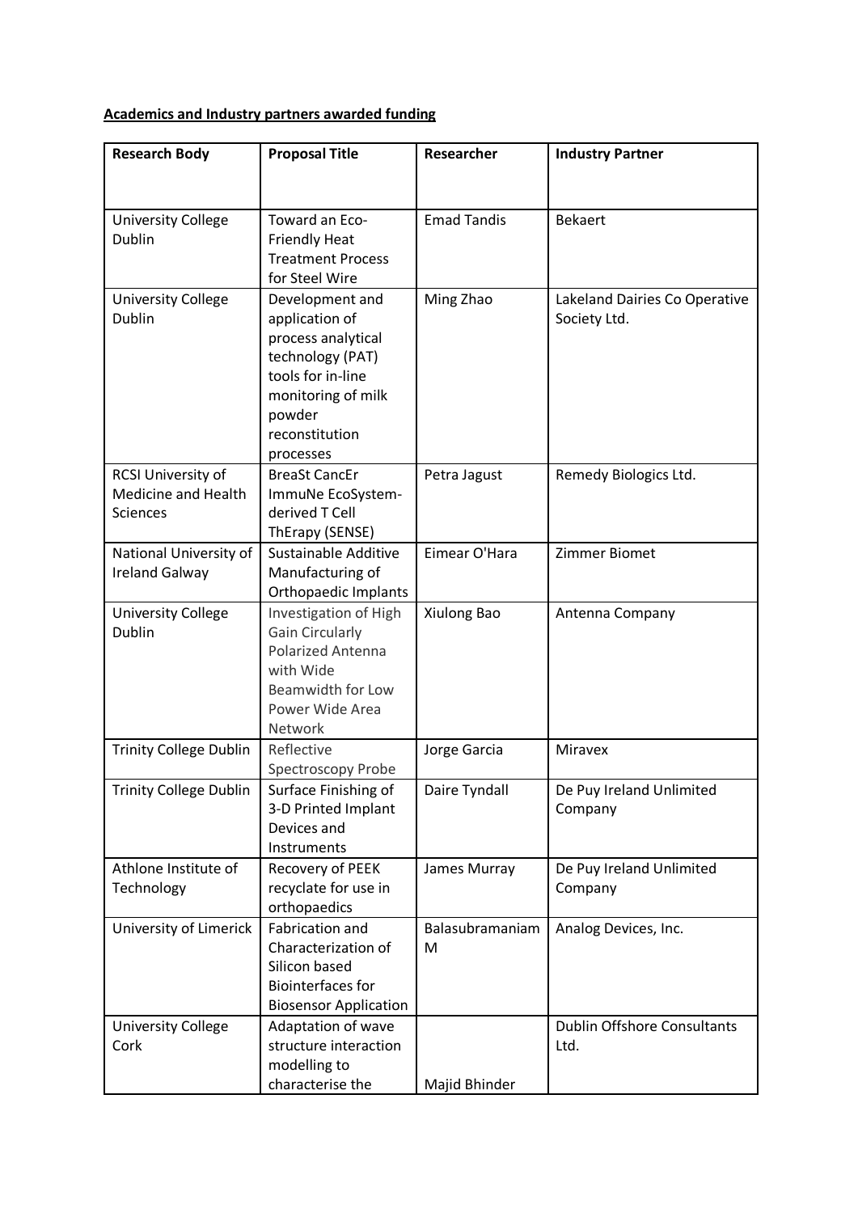**Academics and Industry partners awarded funding**

| Research Body | Proposal Title | Researcher | Industry Partner |
|---|---|---|---|
| University College Dublin | Toward an Eco-Friendly Heat Treatment Process for Steel Wire | Emad Tandis | Bekaert |
| University College Dublin | Development and application of process analytical technology (PAT) tools for in-line monitoring of milk powder reconstitution processes | Ming Zhao | Lakeland Dairies Co Operative Society Ltd. |
| RCSI University of Medicine and Health Sciences | BreaSt CancEr ImmuNe EcoSystem-derived T Cell ThErapy (SENSE) | Petra Jagust | Remedy Biologics Ltd. |
| National University of Ireland Galway | Sustainable Additive Manufacturing of Orthopaedic Implants | Eimear O'Hara | Zimmer Biomet |
| University College Dublin | Investigation of High Gain Circularly Polarized Antenna with Wide Beamwidth for Low Power Wide Area Network | Xiulong Bao | Antenna Company |
| Trinity College Dublin | Reflective Spectroscopy Probe | Jorge Garcia | Miravex |
| Trinity College Dublin | Surface Finishing of 3-D Printed Implant Devices and Instruments | Daire Tyndall | De Puy Ireland Unlimited Company |
| Athlone Institute of Technology | Recovery of PEEK recyclate for use in orthopaedics | James Murray | De Puy Ireland Unlimited Company |
| University of Limerick | Fabrication and Characterization of Silicon based Biointerfaces for Biosensor Application | Balasubramaniam M | Analog Devices, Inc. |
| University College Cork | Adaptation of wave structure interaction modelling to characterise the | Majid Bhinder | Dublin Offshore Consultants Ltd. |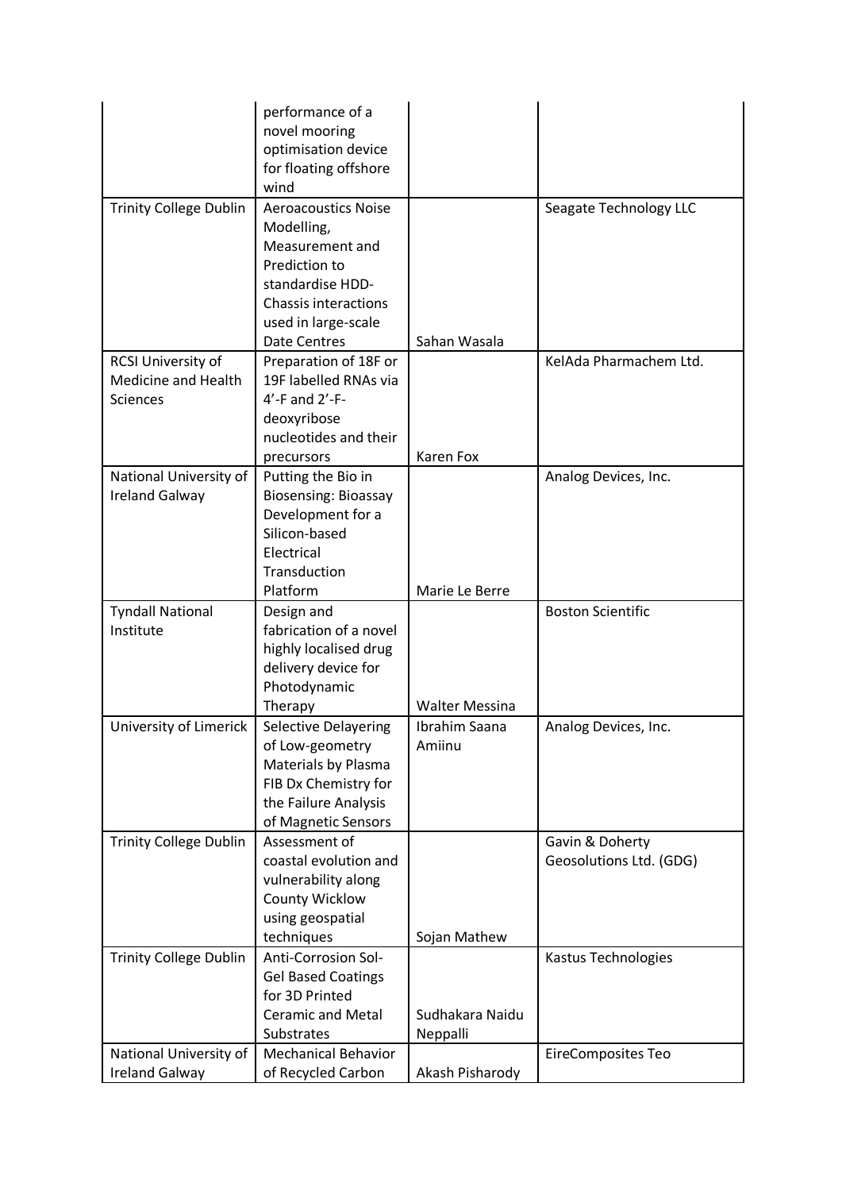| | | | |
|---|---|---|---|
| | performance of a novel mooring optimisation device for floating offshore wind | | |
| Trinity College Dublin | Aeroacoustics Noise Modelling, Measurement and Prediction to standardise HDD-Chassis interactions used in large-scale Date Centres | Sahan Wasala | Seagate Technology LLC |
| RCSI University of Medicine and Health Sciences | Preparation of 18F or 19F labelled RNAs via 4'-F and 2'-F-deoxyribose nucleotides and their precursors | Karen Fox | KelAda Pharmachem Ltd. |
| National University of Ireland Galway | Putting the Bio in Biosensing: Bioassay Development for a Silicon-based Electrical Transduction Platform | Marie Le Berre | Analog Devices, Inc. |
| Tyndall National Institute | Design and fabrication of a novel highly localised drug delivery device for Photodynamic Therapy | Walter Messina | Boston Scientific |
| University of Limerick | Selective Delayering of Low-geometry Materials by Plasma FIB Dx Chemistry for the Failure Analysis of Magnetic Sensors | Ibrahim Saana Amiinu | Analog Devices, Inc. |
| Trinity College Dublin | Assessment of coastal evolution and vulnerability along County Wicklow using geospatial techniques | Sojan Mathew | Gavin & Doherty Geosolutions Ltd. (GDG) |
| Trinity College Dublin | Anti-Corrosion Sol-Gel Based Coatings for 3D Printed Ceramic and Metal Substrates | Sudhakara Naidu Neppalli | Kastus Technologies |
| National University of Ireland Galway | Mechanical Behavior of Recycled Carbon | Akash Pisharody | EireComposites Teo |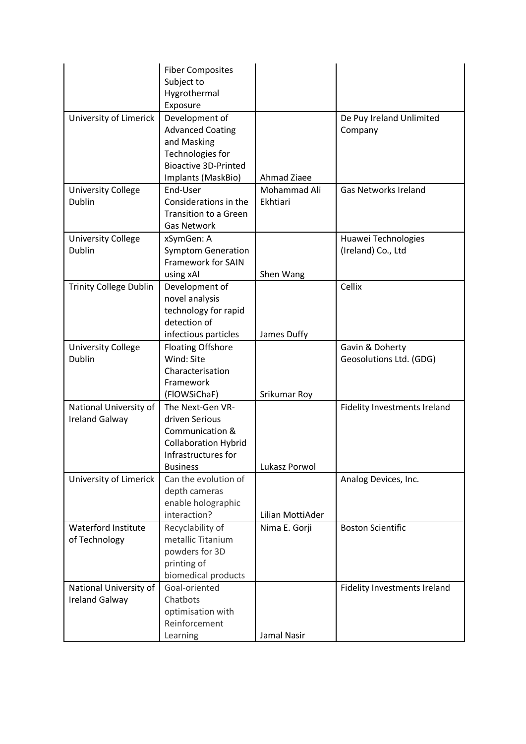| | | | |
|---|---|---|---|
| | Fiber Composites Subject to Hygrothermal Exposure | | |
| University of Limerick | Development of Advanced Coating and Masking Technologies for Bioactive 3D-Printed Implants (MaskBio) | Ahmad Ziaee | De Puy Ireland Unlimited Company |
| University College Dublin | End-User Considerations in the Transition to a Green Gas Network | Mohammad Ali Ekhtiari | Gas Networks Ireland |
| University College Dublin | xSymGen: A Symptom Generation Framework for SAIN using xAI | Shen Wang | Huawei Technologies (Ireland) Co., Ltd |
| Trinity College Dublin | Development of novel analysis technology for rapid detection of infectious particles | James Duffy | Cellix |
| University College Dublin | Floating Offshore Wind: Site Characterisation Framework (FlOWSiChaF) | Srikumar Roy | Gavin & Doherty Geosolutions Ltd. (GDG) |
| National University of Ireland Galway | The Next-Gen VR-driven Serious Communication & Collaboration Hybrid Infrastructures for Business | Lukasz Porwol | Fidelity Investments Ireland |
| University of Limerick | Can the evolution of depth cameras enable holographic interaction? | Lilian MottiAder | Analog Devices, Inc. |
| Waterford Institute of Technology | Recyclability of metallic Titanium powders for 3D printing of biomedical products | Nima E. Gorji | Boston Scientific |
| National University of Ireland Galway | Goal-oriented Chatbots optimisation with Reinforcement Learning | Jamal Nasir | Fidelity Investments Ireland |